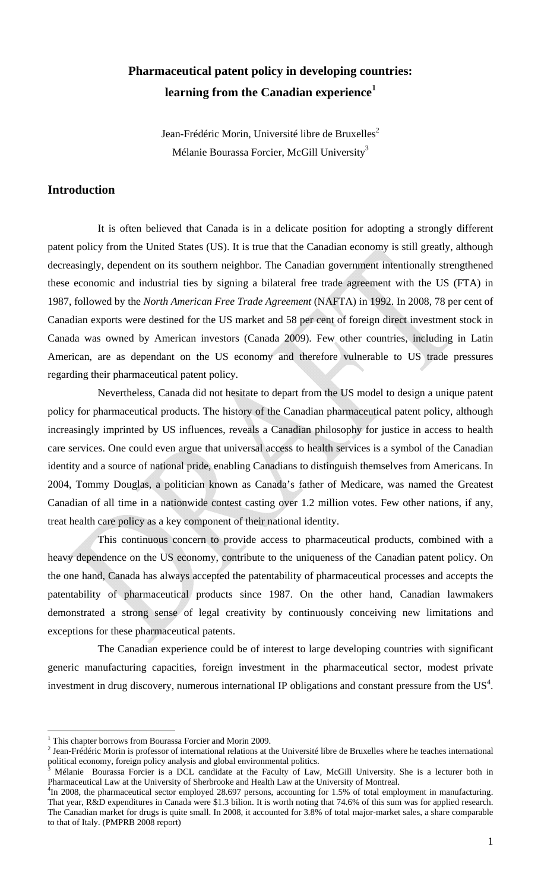# Pharmaceutical patent policy in developing countries: learning from the Canadian experience[1]

Jean-Frédéric Morin, Université libre de Bruxelles[2]
Mélanie Bourassa Forcier, McGill University[3]

## Introduction

It is often believed that Canada is in a delicate position for adopting a strongly different patent policy from the United States (US). It is true that the Canadian economy is still greatly, although decreasingly, dependent on its southern neighbor. The Canadian government intentionally strengthened these economic and industrial ties by signing a bilateral free trade agreement with the US (FTA) in 1987, followed by the *North American Free Trade Agreement* (NAFTA) in 1992. In 2008, 78 per cent of Canadian exports were destined for the US market and 58 per cent of foreign direct investment stock in Canada was owned by American investors (Canada 2009). Few other countries, including in Latin American, are as dependant on the US economy and therefore vulnerable to US trade pressures regarding their pharmaceutical patent policy.

Nevertheless, Canada did not hesitate to depart from the US model to design a unique patent policy for pharmaceutical products. The history of the Canadian pharmaceutical patent policy, although increasingly imprinted by US influences, reveals a Canadian philosophy for justice in access to health care services. One could even argue that universal access to health services is a symbol of the Canadian identity and a source of national pride, enabling Canadians to distinguish themselves from Americans. In 2004, Tommy Douglas, a politician known as Canada's father of Medicare, was named the Greatest Canadian of all time in a nationwide contest casting over 1.2 million votes. Few other nations, if any, treat health care policy as a key component of their national identity.

This continuous concern to provide access to pharmaceutical products, combined with a heavy dependence on the US economy, contribute to the uniqueness of the Canadian patent policy. On the one hand, Canada has always accepted the patentability of pharmaceutical processes and accepts the patentability of pharmaceutical products since 1987. On the other hand, Canadian lawmakers demonstrated a strong sense of legal creativity by continuously conceiving new limitations and exceptions for these pharmaceutical patents.

The Canadian experience could be of interest to large developing countries with significant generic manufacturing capacities, foreign investment in the pharmaceutical sector, modest private investment in drug discovery, numerous international IP obligations and constant pressure from the US[4].

---

[1] This chapter borrows from Bourassa Forcier and Morin 2009.

[2] Jean-Frédéric Morin is professor of international relations at the Université libre de Bruxelles where he teaches international political economy, foreign policy analysis and global environmental politics.

[3] Mélanie Bourassa Forcier is a DCL candidate at the Faculty of Law, McGill University. She is a lecturer both in Pharmaceutical Law at the University of Sherbrooke and Health Law at the University of Montreal.

[4] In 2008, the pharmaceutical sector employed 28.697 persons, accounting for 1.5% of total employment in manufacturing. That year, R&D expenditures in Canada were $1.3 bilion. It is worth noting that 74.6% of this sum was for applied research. The Canadian market for drugs is quite small. In 2008, it accounted for 3.8% of total major-market sales, a share comparable to that of Italy. (PMPRB 2008 report)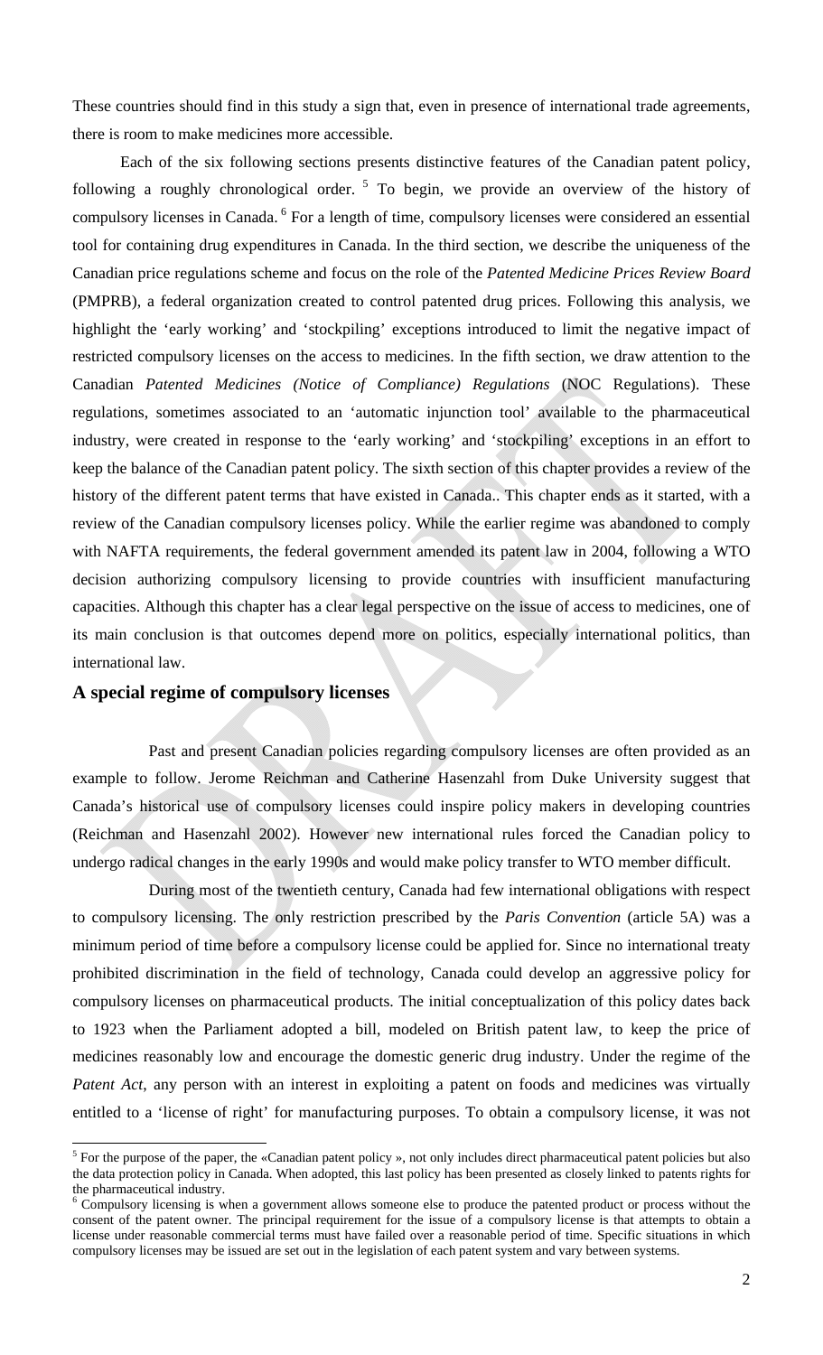These countries should find in this study a sign that, even in presence of international trade agreements, there is room to make medicines more accessible.

Each of the six following sections presents distinctive features of the Canadian patent policy, following a roughly chronological order. [5] To begin, we provide an overview of the history of compulsory licenses in Canada. [6] For a length of time, compulsory licenses were considered an essential tool for containing drug expenditures in Canada. In the third section, we describe the uniqueness of the Canadian price regulations scheme and focus on the role of the *Patented Medicine Prices Review Board* (PMPRB), a federal organization created to control patented drug prices. Following this analysis, we highlight the 'early working' and 'stockpiling' exceptions introduced to limit the negative impact of restricted compulsory licenses on the access to medicines. In the fifth section, we draw attention to the Canadian *Patented Medicines (Notice of Compliance) Regulations* (NOC Regulations). These regulations, sometimes associated to an 'automatic injunction tool' available to the pharmaceutical industry, were created in response to the 'early working' and 'stockpiling' exceptions in an effort to keep the balance of the Canadian patent policy. The sixth section of this chapter provides a review of the history of the different patent terms that have existed in Canada.. This chapter ends as it started, with a review of the Canadian compulsory licenses policy. While the earlier regime was abandoned to comply with NAFTA requirements, the federal government amended its patent law in 2004, following a WTO decision authorizing compulsory licensing to provide countries with insufficient manufacturing capacities. Although this chapter has a clear legal perspective on the issue of access to medicines, one of its main conclusion is that outcomes depend more on politics, especially international politics, than international law.

## A special regime of compulsory licenses

Past and present Canadian policies regarding compulsory licenses are often provided as an example to follow. Jerome Reichman and Catherine Hasenzahl from Duke University suggest that Canada's historical use of compulsory licenses could inspire policy makers in developing countries (Reichman and Hasenzahl 2002). However new international rules forced the Canadian policy to undergo radical changes in the early 1990s and would make policy transfer to WTO member difficult.

During most of the twentieth century, Canada had few international obligations with respect to compulsory licensing. The only restriction prescribed by the *Paris Convention* (article 5A) was a minimum period of time before a compulsory license could be applied for. Since no international treaty prohibited discrimination in the field of technology, Canada could develop an aggressive policy for compulsory licenses on pharmaceutical products. The initial conceptualization of this policy dates back to 1923 when the Parliament adopted a bill, modeled on British patent law, to keep the price of medicines reasonably low and encourage the domestic generic drug industry. Under the regime of the *Patent Act*, any person with an interest in exploiting a patent on foods and medicines was virtually entitled to a 'license of right' for manufacturing purposes. To obtain a compulsory license, it was not

[5] For the purpose of the paper, the «Canadian patent policy », not only includes direct pharmaceutical patent policies but also the data protection policy in Canada. When adopted, this last policy has been presented as closely linked to patents rights for the pharmaceutical industry.

[6] Compulsory licensing is when a government allows someone else to produce the patented product or process without the consent of the patent owner. The principal requirement for the issue of a compulsory license is that attempts to obtain a license under reasonable commercial terms must have failed over a reasonable period of time. Specific situations in which compulsory licenses may be issued are set out in the legislation of each patent system and vary between systems.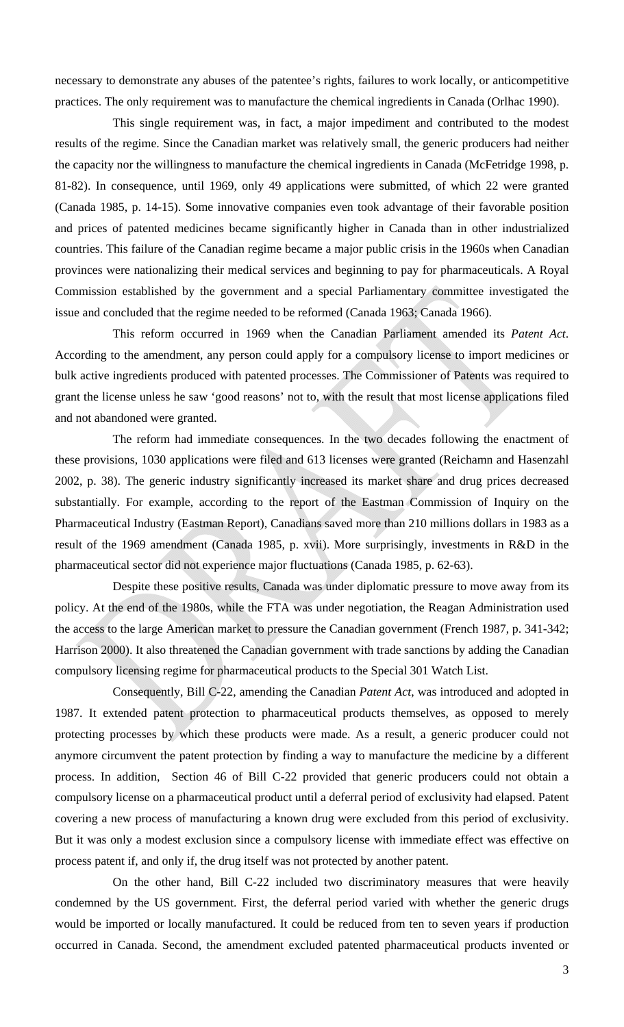necessary to demonstrate any abuses of the patentee's rights, failures to work locally, or anticompetitive practices. The only requirement was to manufacture the chemical ingredients in Canada (Orlhac 1990).

This single requirement was, in fact, a major impediment and contributed to the modest results of the regime. Since the Canadian market was relatively small, the generic producers had neither the capacity nor the willingness to manufacture the chemical ingredients in Canada (McFetridge 1998, p. 81-82). In consequence, until 1969, only 49 applications were submitted, of which 22 were granted (Canada 1985, p. 14-15). Some innovative companies even took advantage of their favorable position and prices of patented medicines became significantly higher in Canada than in other industrialized countries. This failure of the Canadian regime became a major public crisis in the 1960s when Canadian provinces were nationalizing their medical services and beginning to pay for pharmaceuticals. A Royal Commission established by the government and a special Parliamentary committee investigated the issue and concluded that the regime needed to be reformed (Canada 1963; Canada 1966).

This reform occurred in 1969 when the Canadian Parliament amended its *Patent Act*. According to the amendment, any person could apply for a compulsory license to import medicines or bulk active ingredients produced with patented processes. The Commissioner of Patents was required to grant the license unless he saw 'good reasons' not to, with the result that most license applications filed and not abandoned were granted.

The reform had immediate consequences. In the two decades following the enactment of these provisions, 1030 applications were filed and 613 licenses were granted (Reichamn and Hasenzahl 2002, p. 38). The generic industry significantly increased its market share and drug prices decreased substantially. For example, according to the report of the Eastman Commission of Inquiry on the Pharmaceutical Industry (Eastman Report), Canadians saved more than 210 millions dollars in 1983 as a result of the 1969 amendment (Canada 1985, p. xvii). More surprisingly, investments in R&D in the pharmaceutical sector did not experience major fluctuations (Canada 1985, p. 62-63).

Despite these positive results, Canada was under diplomatic pressure to move away from its policy. At the end of the 1980s, while the FTA was under negotiation, the Reagan Administration used the access to the large American market to pressure the Canadian government (French 1987, p. 341-342; Harrison 2000). It also threatened the Canadian government with trade sanctions by adding the Canadian compulsory licensing regime for pharmaceutical products to the Special 301 Watch List.

Consequently, Bill C-22, amending the Canadian *Patent Act*, was introduced and adopted in 1987. It extended patent protection to pharmaceutical products themselves, as opposed to merely protecting processes by which these products were made. As a result, a generic producer could not anymore circumvent the patent protection by finding a way to manufacture the medicine by a different process. In addition, Section 46 of Bill C-22 provided that generic producers could not obtain a compulsory license on a pharmaceutical product until a deferral period of exclusivity had elapsed. Patent covering a new process of manufacturing a known drug were excluded from this period of exclusivity. But it was only a modest exclusion since a compulsory license with immediate effect was effective on process patent if, and only if, the drug itself was not protected by another patent.

On the other hand, Bill C-22 included two discriminatory measures that were heavily condemned by the US government. First, the deferral period varied with whether the generic drugs would be imported or locally manufactured. It could be reduced from ten to seven years if production occurred in Canada. Second, the amendment excluded patented pharmaceutical products invented or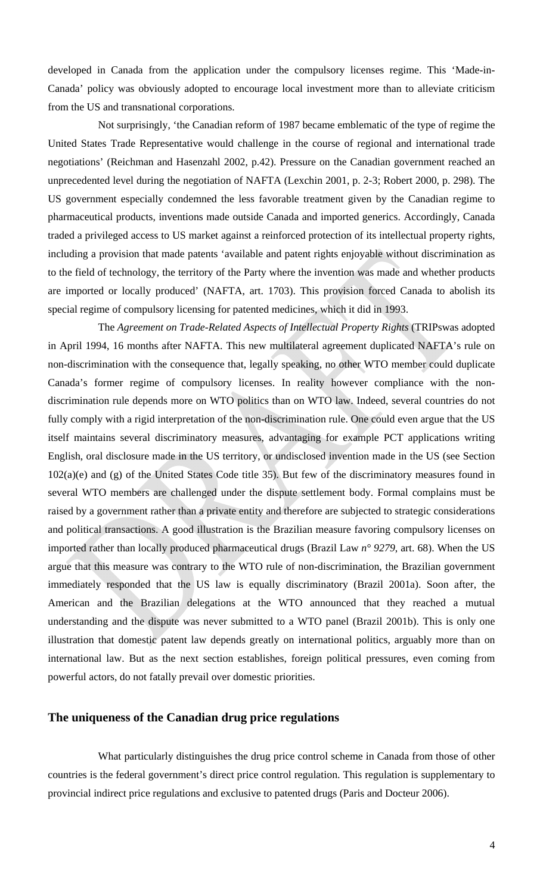developed in Canada from the application under the compulsory licenses regime. This 'Made-in-Canada' policy was obviously adopted to encourage local investment more than to alleviate criticism from the US and transnational corporations.

Not surprisingly, 'the Canadian reform of 1987 became emblematic of the type of regime the United States Trade Representative would challenge in the course of regional and international trade negotiations' (Reichman and Hasenzahl 2002, p.42). Pressure on the Canadian government reached an unprecedented level during the negotiation of NAFTA (Lexchin 2001, p. 2-3; Robert 2000, p. 298). The US government especially condemned the less favorable treatment given by the Canadian regime to pharmaceutical products, inventions made outside Canada and imported generics. Accordingly, Canada traded a privileged access to US market against a reinforced protection of its intellectual property rights, including a provision that made patents 'available and patent rights enjoyable without discrimination as to the field of technology, the territory of the Party where the invention was made and whether products are imported or locally produced' (NAFTA, art. 1703). This provision forced Canada to abolish its special regime of compulsory licensing for patented medicines, which it did in 1993.

The *Agreement on Trade-Related Aspects of Intellectual Property Rights* (TRIPswas adopted in April 1994, 16 months after NAFTA. This new multilateral agreement duplicated NAFTA's rule on non-discrimination with the consequence that, legally speaking, no other WTO member could duplicate Canada's former regime of compulsory licenses. In reality however compliance with the non-discrimination rule depends more on WTO politics than on WTO law. Indeed, several countries do not fully comply with a rigid interpretation of the non-discrimination rule. One could even argue that the US itself maintains several discriminatory measures, advantaging for example PCT applications writing English, oral disclosure made in the US territory, or undisclosed invention made in the US (see Section 102(a)(e) and (g) of the United States Code title 35). But few of the discriminatory measures found in several WTO members are challenged under the dispute settlement body. Formal complains must be raised by a government rather than a private entity and therefore are subjected to strategic considerations and political transactions. A good illustration is the Brazilian measure favoring compulsory licenses on imported rather than locally produced pharmaceutical drugs (Brazil Law *n° 9279*, art. 68). When the US argue that this measure was contrary to the WTO rule of non-discrimination, the Brazilian government immediately responded that the US law is equally discriminatory (Brazil 2001a). Soon after, the American and the Brazilian delegations at the WTO announced that they reached a mutual understanding and the dispute was never submitted to a WTO panel (Brazil 2001b). This is only one illustration that domestic patent law depends greatly on international politics, arguably more than on international law. But as the next section establishes, foreign political pressures, even coming from powerful actors, do not fatally prevail over domestic priorities.

## The uniqueness of the Canadian drug price regulations

What particularly distinguishes the drug price control scheme in Canada from those of other countries is the federal government's direct price control regulation. This regulation is supplementary to provincial indirect price regulations and exclusive to patented drugs (Paris and Docteur 2006).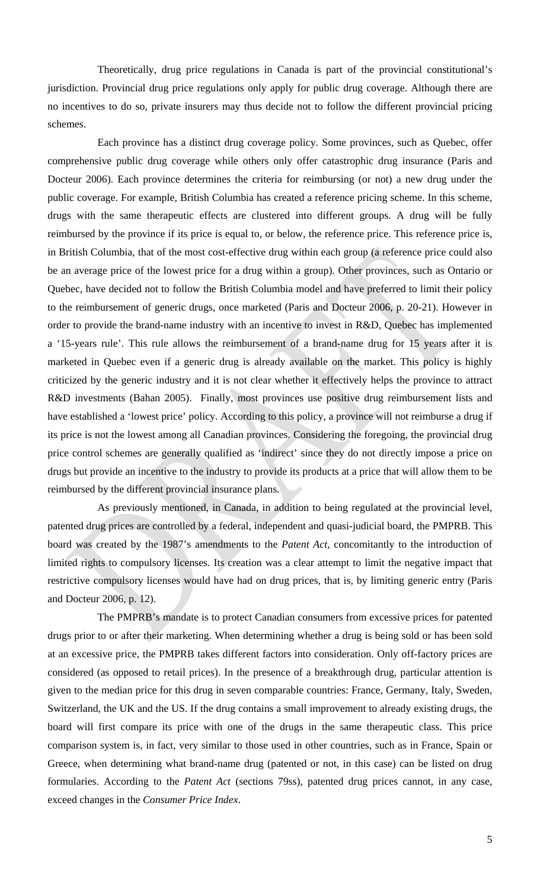Theoretically, drug price regulations in Canada is part of the provincial constitutional's jurisdiction. Provincial drug price regulations only apply for public drug coverage. Although there are no incentives to do so, private insurers may thus decide not to follow the different provincial pricing schemes.

Each province has a distinct drug coverage policy. Some provinces, such as Quebec, offer comprehensive public drug coverage while others only offer catastrophic drug insurance (Paris and Docteur 2006). Each province determines the criteria for reimbursing (or not) a new drug under the public coverage. For example, British Columbia has created a reference pricing scheme. In this scheme, drugs with the same therapeutic effects are clustered into different groups. A drug will be fully reimbursed by the province if its price is equal to, or below, the reference price. This reference price is, in British Columbia, that of the most cost-effective drug within each group (a reference price could also be an average price of the lowest price for a drug within a group). Other provinces, such as Ontario or Quebec, have decided not to follow the British Columbia model and have preferred to limit their policy to the reimbursement of generic drugs, once marketed (Paris and Docteur 2006, p. 20-21). However in order to provide the brand-name industry with an incentive to invest in R&D, Quebec has implemented a '15-years rule'. This rule allows the reimbursement of a brand-name drug for 15 years after it is marketed in Quebec even if a generic drug is already available on the market. This policy is highly criticized by the generic industry and it is not clear whether it effectively helps the province to attract R&D investments (Bahan 2005). Finally, most provinces use positive drug reimbursement lists and have established a 'lowest price' policy. According to this policy, a province will not reimburse a drug if its price is not the lowest among all Canadian provinces. Considering the foregoing, the provincial drug price control schemes are generally qualified as 'indirect' since they do not directly impose a price on drugs but provide an incentive to the industry to provide its products at a price that will allow them to be reimbursed by the different provincial insurance plans.

As previously mentioned, in Canada, in addition to being regulated at the provincial level, patented drug prices are controlled by a federal, independent and quasi-judicial board, the PMPRB. This board was created by the 1987's amendments to the *Patent Act*, concomitantly to the introduction of limited rights to compulsory licenses. Its creation was a clear attempt to limit the negative impact that restrictive compulsory licenses would have had on drug prices, that is, by limiting generic entry (Paris and Docteur 2006, p. 12).

The PMPRB's mandate is to protect Canadian consumers from excessive prices for patented drugs prior to or after their marketing. When determining whether a drug is being sold or has been sold at an excessive price, the PMPRB takes different factors into consideration. Only off-factory prices are considered (as opposed to retail prices). In the presence of a breakthrough drug, particular attention is given to the median price for this drug in seven comparable countries: France, Germany, Italy, Sweden, Switzerland, the UK and the US. If the drug contains a small improvement to already existing drugs, the board will first compare its price with one of the drugs in the same therapeutic class. This price comparison system is, in fact, very similar to those used in other countries, such as in France, Spain or Greece, when determining what brand-name drug (patented or not, in this case) can be listed on drug formularies. According to the *Patent Act* (sections 79ss), patented drug prices cannot, in any case, exceed changes in the *Consumer Price Index*.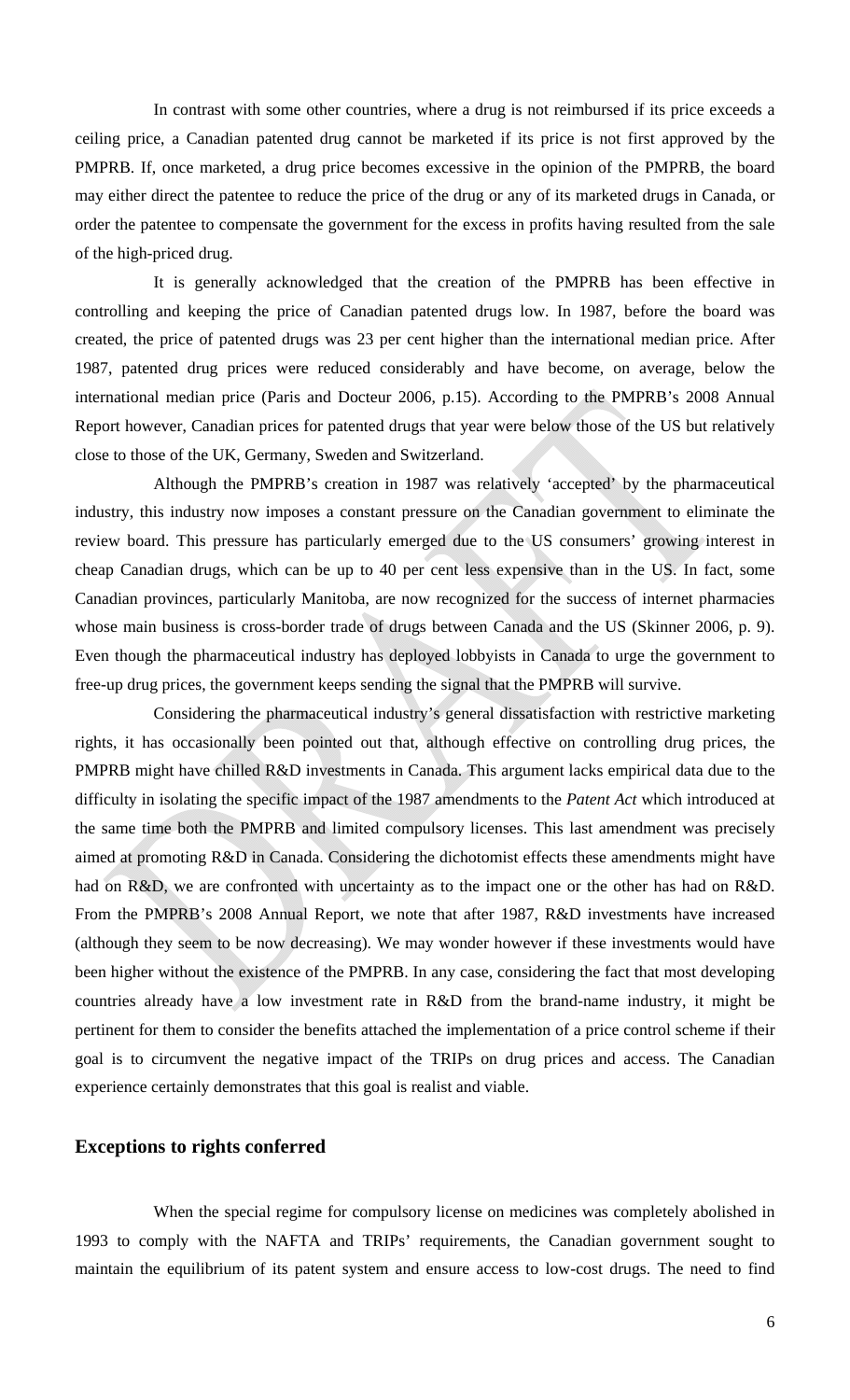In contrast with some other countries, where a drug is not reimbursed if its price exceeds a ceiling price, a Canadian patented drug cannot be marketed if its price is not first approved by the PMPRB. If, once marketed, a drug price becomes excessive in the opinion of the PMPRB, the board may either direct the patentee to reduce the price of the drug or any of its marketed drugs in Canada, or order the patentee to compensate the government for the excess in profits having resulted from the sale of the high-priced drug.

It is generally acknowledged that the creation of the PMPRB has been effective in controlling and keeping the price of Canadian patented drugs low. In 1987, before the board was created, the price of patented drugs was 23 per cent higher than the international median price. After 1987, patented drug prices were reduced considerably and have become, on average, below the international median price (Paris and Docteur 2006, p.15). According to the PMPRB's 2008 Annual Report however, Canadian prices for patented drugs that year were below those of the US but relatively close to those of the UK, Germany, Sweden and Switzerland.

Although the PMPRB's creation in 1987 was relatively 'accepted' by the pharmaceutical industry, this industry now imposes a constant pressure on the Canadian government to eliminate the review board. This pressure has particularly emerged due to the US consumers' growing interest in cheap Canadian drugs, which can be up to 40 per cent less expensive than in the US. In fact, some Canadian provinces, particularly Manitoba, are now recognized for the success of internet pharmacies whose main business is cross-border trade of drugs between Canada and the US (Skinner 2006, p. 9). Even though the pharmaceutical industry has deployed lobbyists in Canada to urge the government to free-up drug prices, the government keeps sending the signal that the PMPRB will survive.

Considering the pharmaceutical industry's general dissatisfaction with restrictive marketing rights, it has occasionally been pointed out that, although effective on controlling drug prices, the PMPRB might have chilled R&D investments in Canada. This argument lacks empirical data due to the difficulty in isolating the specific impact of the 1987 amendments to the *Patent Act* which introduced at the same time both the PMPRB and limited compulsory licenses. This last amendment was precisely aimed at promoting R&D in Canada. Considering the dichotomist effects these amendments might have had on R&D, we are confronted with uncertainty as to the impact one or the other has had on R&D. From the PMPRB's 2008 Annual Report, we note that after 1987, R&D investments have increased (although they seem to be now decreasing). We may wonder however if these investments would have been higher without the existence of the PMPRB. In any case, considering the fact that most developing countries already have a low investment rate in R&D from the brand-name industry, it might be pertinent for them to consider the benefits attached the implementation of a price control scheme if their goal is to circumvent the negative impact of the TRIPs on drug prices and access. The Canadian experience certainly demonstrates that this goal is realist and viable.

## Exceptions to rights conferred

When the special regime for compulsory license on medicines was completely abolished in 1993 to comply with the NAFTA and TRIPs' requirements, the Canadian government sought to maintain the equilibrium of its patent system and ensure access to low-cost drugs. The need to find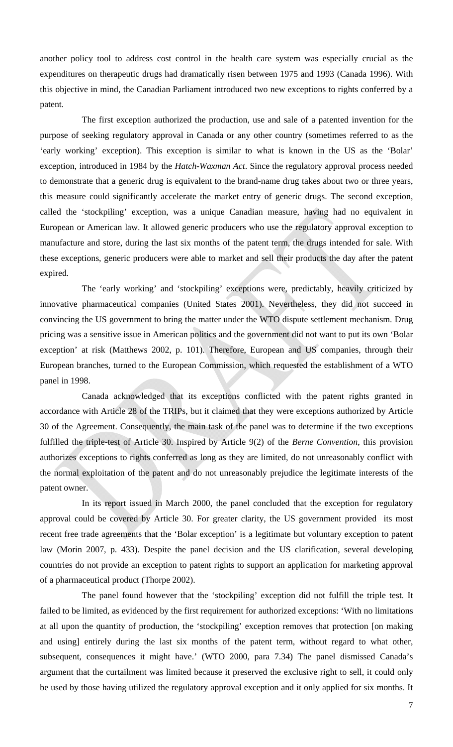another policy tool to address cost control in the health care system was especially crucial as the expenditures on therapeutic drugs had dramatically risen between 1975 and 1993 (Canada 1996). With this objective in mind, the Canadian Parliament introduced two new exceptions to rights conferred by a patent.

The first exception authorized the production, use and sale of a patented invention for the purpose of seeking regulatory approval in Canada or any other country (sometimes referred to as the 'early working' exception). This exception is similar to what is known in the US as the 'Bolar' exception, introduced in 1984 by the *Hatch-Waxman Act*. Since the regulatory approval process needed to demonstrate that a generic drug is equivalent to the brand-name drug takes about two or three years, this measure could significantly accelerate the market entry of generic drugs. The second exception, called the 'stockpiling' exception, was a unique Canadian measure, having had no equivalent in European or American law. It allowed generic producers who use the regulatory approval exception to manufacture and store, during the last six months of the patent term, the drugs intended for sale. With these exceptions, generic producers were able to market and sell their products the day after the patent expired.

The 'early working' and 'stockpiling' exceptions were, predictably, heavily criticized by innovative pharmaceutical companies (United States 2001). Nevertheless, they did not succeed in convincing the US government to bring the matter under the WTO dispute settlement mechanism. Drug pricing was a sensitive issue in American politics and the government did not want to put its own 'Bolar exception' at risk (Matthews 2002, p. 101). Therefore, European and US companies, through their European branches, turned to the European Commission, which requested the establishment of a WTO panel in 1998.

Canada acknowledged that its exceptions conflicted with the patent rights granted in accordance with Article 28 of the TRIPs, but it claimed that they were exceptions authorized by Article 30 of the Agreement. Consequently, the main task of the panel was to determine if the two exceptions fulfilled the triple-test of Article 30. Inspired by Article 9(2) of the *Berne Convention*, this provision authorizes exceptions to rights conferred as long as they are limited, do not unreasonably conflict with the normal exploitation of the patent and do not unreasonably prejudice the legitimate interests of the patent owner.

In its report issued in March 2000, the panel concluded that the exception for regulatory approval could be covered by Article 30. For greater clarity, the US government provided its most recent free trade agreements that the 'Bolar exception' is a legitimate but voluntary exception to patent law (Morin 2007, p. 433). Despite the panel decision and the US clarification, several developing countries do not provide an exception to patent rights to support an application for marketing approval of a pharmaceutical product (Thorpe 2002).

The panel found however that the 'stockpiling' exception did not fulfill the triple test. It failed to be limited, as evidenced by the first requirement for authorized exceptions: 'With no limitations at all upon the quantity of production, the 'stockpiling' exception removes that protection [on making and using] entirely during the last six months of the patent term, without regard to what other, subsequent, consequences it might have.' (WTO 2000, para 7.34) The panel dismissed Canada's argument that the curtailment was limited because it preserved the exclusive right to sell, it could only be used by those having utilized the regulatory approval exception and it only applied for six months. It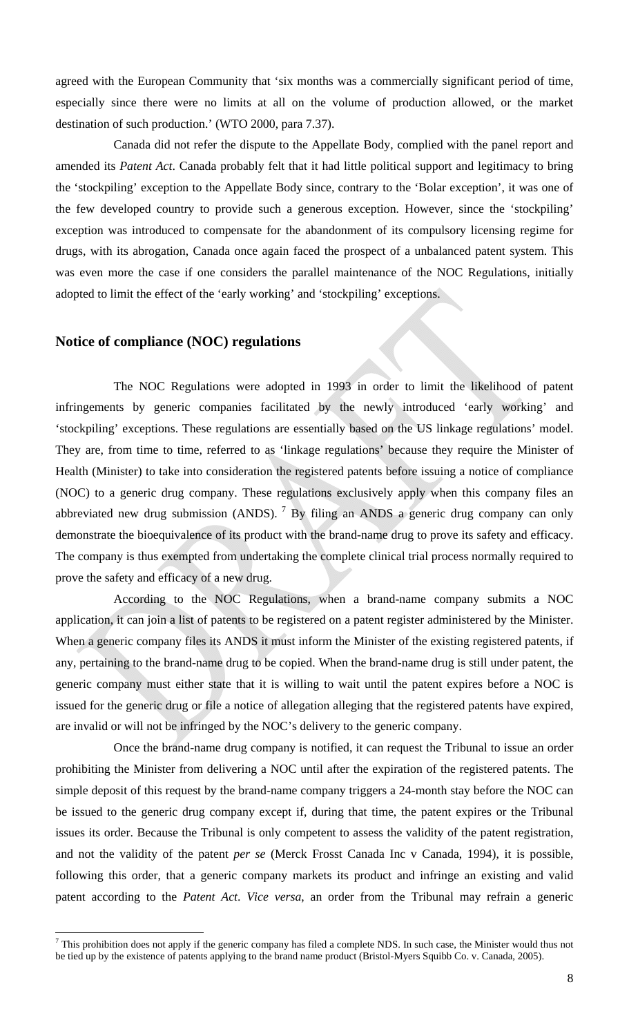agreed with the European Community that 'six months was a commercially significant period of time, especially since there were no limits at all on the volume of production allowed, or the market destination of such production.' (WTO 2000, para 7.37).

Canada did not refer the dispute to the Appellate Body, complied with the panel report and amended its *Patent Act*. Canada probably felt that it had little political support and legitimacy to bring the 'stockpiling' exception to the Appellate Body since, contrary to the 'Bolar exception', it was one of the few developed country to provide such a generous exception. However, since the 'stockpiling' exception was introduced to compensate for the abandonment of its compulsory licensing regime for drugs, with its abrogation, Canada once again faced the prospect of a unbalanced patent system. This was even more the case if one considers the parallel maintenance of the NOC Regulations, initially adopted to limit the effect of the 'early working' and 'stockpiling' exceptions.

## Notice of compliance (NOC) regulations

The NOC Regulations were adopted in 1993 in order to limit the likelihood of patent infringements by generic companies facilitated by the newly introduced 'early working' and 'stockpiling' exceptions. These regulations are essentially based on the US linkage regulations' model. They are, from time to time, referred to as 'linkage regulations' because they require the Minister of Health (Minister) to take into consideration the registered patents before issuing a notice of compliance (NOC) to a generic drug company. These regulations exclusively apply when this company files an abbreviated new drug submission (ANDS). [7] By filing an ANDS a generic drug company can only demonstrate the bioequivalence of its product with the brand-name drug to prove its safety and efficacy. The company is thus exempted from undertaking the complete clinical trial process normally required to prove the safety and efficacy of a new drug.

According to the NOC Regulations, when a brand-name company submits a NOC application, it can join a list of patents to be registered on a patent register administered by the Minister. When a generic company files its ANDS it must inform the Minister of the existing registered patents, if any, pertaining to the brand-name drug to be copied. When the brand-name drug is still under patent, the generic company must either state that it is willing to wait until the patent expires before a NOC is issued for the generic drug or file a notice of allegation alleging that the registered patents have expired, are invalid or will not be infringed by the NOC's delivery to the generic company.

Once the brand-name drug company is notified, it can request the Tribunal to issue an order prohibiting the Minister from delivering a NOC until after the expiration of the registered patents. The simple deposit of this request by the brand-name company triggers a 24-month stay before the NOC can be issued to the generic drug company except if, during that time, the patent expires or the Tribunal issues its order. Because the Tribunal is only competent to assess the validity of the patent registration, and not the validity of the patent *per se* (Merck Frosst Canada Inc v Canada, 1994), it is possible, following this order, that a generic company markets its product and infringe an existing and valid patent according to the *Patent Act*. *Vice versa*, an order from the Tribunal may refrain a generic

[7] This prohibition does not apply if the generic company has filed a complete NDS. In such case, the Minister would thus not be tied up by the existence of patents applying to the brand name product (Bristol-Myers Squibb Co. v. Canada, 2005).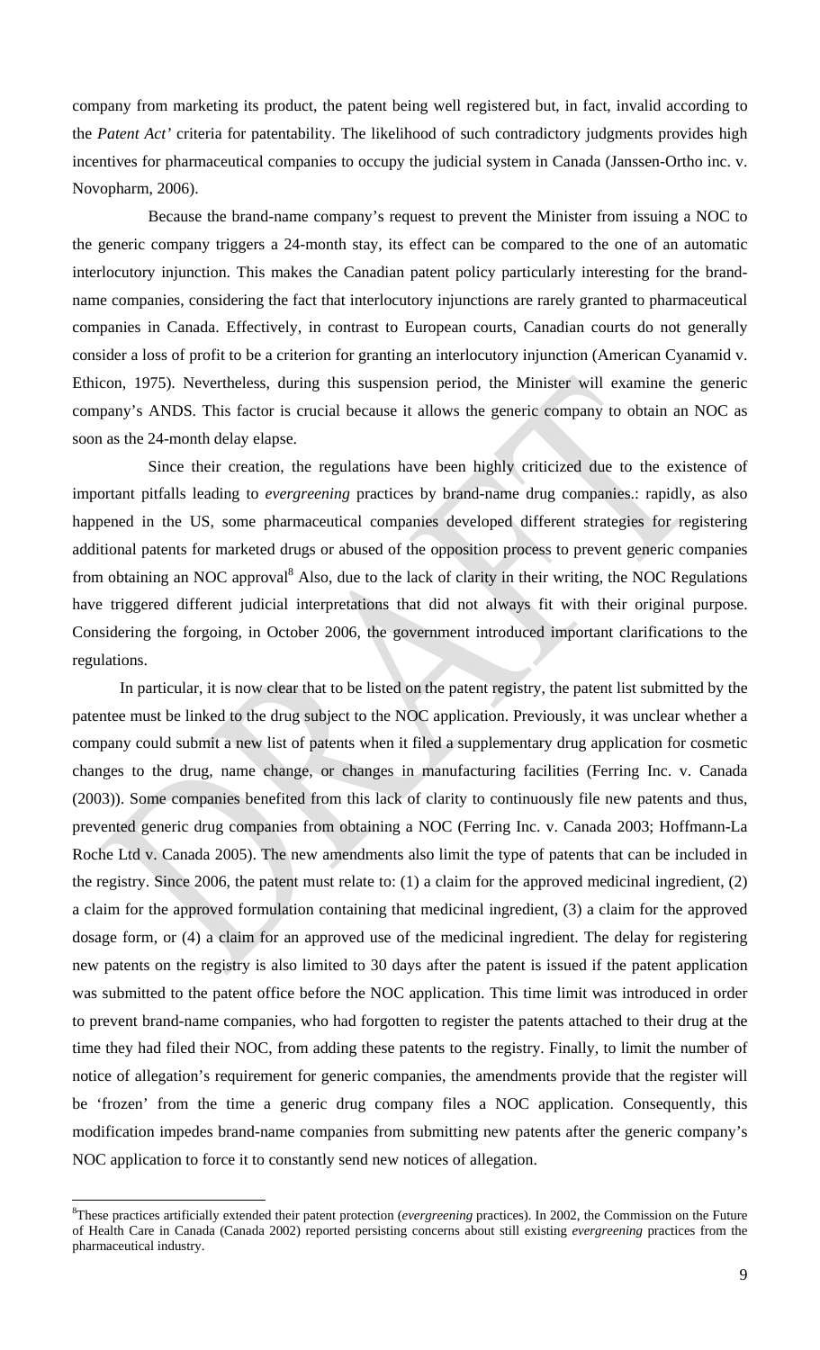company from marketing its product, the patent being well registered but, in fact, invalid according to the *Patent Act'* criteria for patentability. The likelihood of such contradictory judgments provides high incentives for pharmaceutical companies to occupy the judicial system in Canada (Janssen-Ortho inc. v. Novopharm, 2006).

Because the brand-name company's request to prevent the Minister from issuing a NOC to the generic company triggers a 24-month stay, its effect can be compared to the one of an automatic interlocutory injunction. This makes the Canadian patent policy particularly interesting for the brand-name companies, considering the fact that interlocutory injunctions are rarely granted to pharmaceutical companies in Canada. Effectively, in contrast to European courts, Canadian courts do not generally consider a loss of profit to be a criterion for granting an interlocutory injunction (American Cyanamid v. Ethicon, 1975). Nevertheless, during this suspension period, the Minister will examine the generic company's ANDS. This factor is crucial because it allows the generic company to obtain an NOC as soon as the 24-month delay elapse.

Since their creation, the regulations have been highly criticized due to the existence of important pitfalls leading to *evergreening* practices by brand-name drug companies.: rapidly, as also happened in the US, some pharmaceutical companies developed different strategies for registering additional patents for marketed drugs or abused of the opposition process to prevent generic companies from obtaining an NOC approval[8] Also, due to the lack of clarity in their writing, the NOC Regulations have triggered different judicial interpretations that did not always fit with their original purpose. Considering the forgoing, in October 2006, the government introduced important clarifications to the regulations.

In particular, it is now clear that to be listed on the patent registry, the patent list submitted by the patentee must be linked to the drug subject to the NOC application. Previously, it was unclear whether a company could submit a new list of patents when it filed a supplementary drug application for cosmetic changes to the drug, name change, or changes in manufacturing facilities (Ferring Inc. v. Canada (2003)). Some companies benefited from this lack of clarity to continuously file new patents and thus, prevented generic drug companies from obtaining a NOC (Ferring Inc. v. Canada 2003; Hoffmann-La Roche Ltd v. Canada 2005). The new amendments also limit the type of patents that can be included in the registry. Since 2006, the patent must relate to: (1) a claim for the approved medicinal ingredient, (2) a claim for the approved formulation containing that medicinal ingredient, (3) a claim for the approved dosage form, or (4) a claim for an approved use of the medicinal ingredient. The delay for registering new patents on the registry is also limited to 30 days after the patent is issued if the patent application was submitted to the patent office before the NOC application. This time limit was introduced in order to prevent brand-name companies, who had forgotten to register the patents attached to their drug at the time they had filed their NOC, from adding these patents to the registry. Finally, to limit the number of notice of allegation's requirement for generic companies, the amendments provide that the register will be 'frozen' from the time a generic drug company files a NOC application. Consequently, this modification impedes brand-name companies from submitting new patents after the generic company's NOC application to force it to constantly send new notices of allegation.

---

[8]These practices artificially extended their patent protection (*evergreening* practices). In 2002, the Commission on the Future of Health Care in Canada (Canada 2002) reported persisting concerns about still existing *evergreening* practices from the pharmaceutical industry.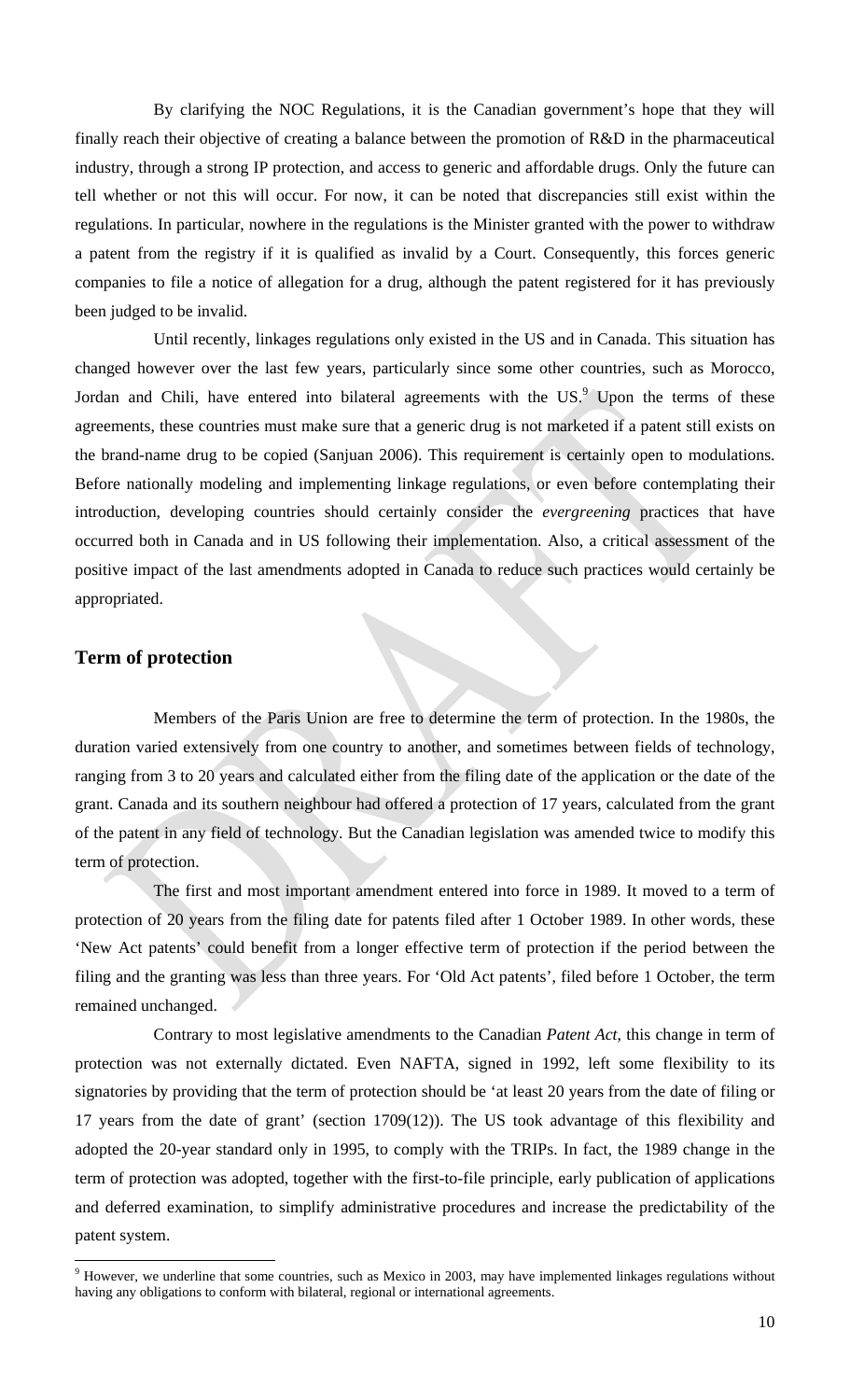By clarifying the NOC Regulations, it is the Canadian government's hope that they will finally reach their objective of creating a balance between the promotion of R&D in the pharmaceutical industry, through a strong IP protection, and access to generic and affordable drugs. Only the future can tell whether or not this will occur. For now, it can be noted that discrepancies still exist within the regulations. In particular, nowhere in the regulations is the Minister granted with the power to withdraw a patent from the registry if it is qualified as invalid by a Court. Consequently, this forces generic companies to file a notice of allegation for a drug, although the patent registered for it has previously been judged to be invalid.

Until recently, linkages regulations only existed in the US and in Canada. This situation has changed however over the last few years, particularly since some other countries, such as Morocco, Jordan and Chili, have entered into bilateral agreements with the US.[9] Upon the terms of these agreements, these countries must make sure that a generic drug is not marketed if a patent still exists on the brand-name drug to be copied (Sanjuan 2006). This requirement is certainly open to modulations. Before nationally modeling and implementing linkage regulations, or even before contemplating their introduction, developing countries should certainly consider the *evergreening* practices that have occurred both in Canada and in US following their implementation. Also, a critical assessment of the positive impact of the last amendments adopted in Canada to reduce such practices would certainly be appropriated.

## Term of protection

Members of the Paris Union are free to determine the term of protection. In the 1980s, the duration varied extensively from one country to another, and sometimes between fields of technology, ranging from 3 to 20 years and calculated either from the filing date of the application or the date of the grant. Canada and its southern neighbour had offered a protection of 17 years, calculated from the grant of the patent in any field of technology. But the Canadian legislation was amended twice to modify this term of protection.

The first and most important amendment entered into force in 1989. It moved to a term of protection of 20 years from the filing date for patents filed after 1 October 1989. In other words, these 'New Act patents' could benefit from a longer effective term of protection if the period between the filing and the granting was less than three years. For 'Old Act patents', filed before 1 October, the term remained unchanged.

Contrary to most legislative amendments to the Canadian *Patent Act*, this change in term of protection was not externally dictated. Even NAFTA, signed in 1992, left some flexibility to its signatories by providing that the term of protection should be 'at least 20 years from the date of filing or 17 years from the date of grant' (section 1709(12)). The US took advantage of this flexibility and adopted the 20-year standard only in 1995, to comply with the TRIPs. In fact, the 1989 change in the term of protection was adopted, together with the first-to-file principle, early publication of applications and deferred examination, to simplify administrative procedures and increase the predictability of the patent system.

[9] However, we underline that some countries, such as Mexico in 2003, may have implemented linkages regulations without having any obligations to conform with bilateral, regional or international agreements.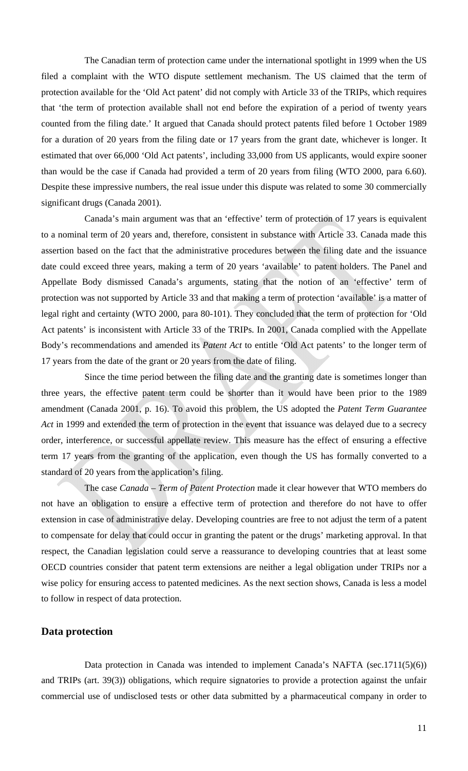The Canadian term of protection came under the international spotlight in 1999 when the US filed a complaint with the WTO dispute settlement mechanism. The US claimed that the term of protection available for the 'Old Act patent' did not comply with Article 33 of the TRIPs, which requires that 'the term of protection available shall not end before the expiration of a period of twenty years counted from the filing date.' It argued that Canada should protect patents filed before 1 October 1989 for a duration of 20 years from the filing date or 17 years from the grant date, whichever is longer. It estimated that over 66,000 'Old Act patents', including 33,000 from US applicants, would expire sooner than would be the case if Canada had provided a term of 20 years from filing (WTO 2000, para 6.60). Despite these impressive numbers, the real issue under this dispute was related to some 30 commercially significant drugs (Canada 2001).

Canada's main argument was that an 'effective' term of protection of 17 years is equivalent to a nominal term of 20 years and, therefore, consistent in substance with Article 33. Canada made this assertion based on the fact that the administrative procedures between the filing date and the issuance date could exceed three years, making a term of 20 years 'available' to patent holders. The Panel and Appellate Body dismissed Canada's arguments, stating that the notion of an 'effective' term of protection was not supported by Article 33 and that making a term of protection 'available' is a matter of legal right and certainty (WTO 2000, para 80-101). They concluded that the term of protection for 'Old Act patents' is inconsistent with Article 33 of the TRIPs. In 2001, Canada complied with the Appellate Body's recommendations and amended its *Patent Act* to entitle 'Old Act patents' to the longer term of 17 years from the date of the grant or 20 years from the date of filing.

Since the time period between the filing date and the granting date is sometimes longer than three years, the effective patent term could be shorter than it would have been prior to the 1989 amendment (Canada 2001, p. 16). To avoid this problem, the US adopted the *Patent Term Guarantee Act* in 1999 and extended the term of protection in the event that issuance was delayed due to a secrecy order, interference, or successful appellate review. This measure has the effect of ensuring a effective term 17 years from the granting of the application, even though the US has formally converted to a standard of 20 years from the application's filing.

The case *Canada – Term of Patent Protection* made it clear however that WTO members do not have an obligation to ensure a effective term of protection and therefore do not have to offer extension in case of administrative delay. Developing countries are free to not adjust the term of a patent to compensate for delay that could occur in granting the patent or the drugs' marketing approval. In that respect, the Canadian legislation could serve a reassurance to developing countries that at least some OECD countries consider that patent term extensions are neither a legal obligation under TRIPs nor a wise policy for ensuring access to patented medicines. As the next section shows, Canada is less a model to follow in respect of data protection.

## Data protection

Data protection in Canada was intended to implement Canada's NAFTA (sec.1711(5)(6)) and TRIPs (art. 39(3)) obligations, which require signatories to provide a protection against the unfair commercial use of undisclosed tests or other data submitted by a pharmaceutical company in order to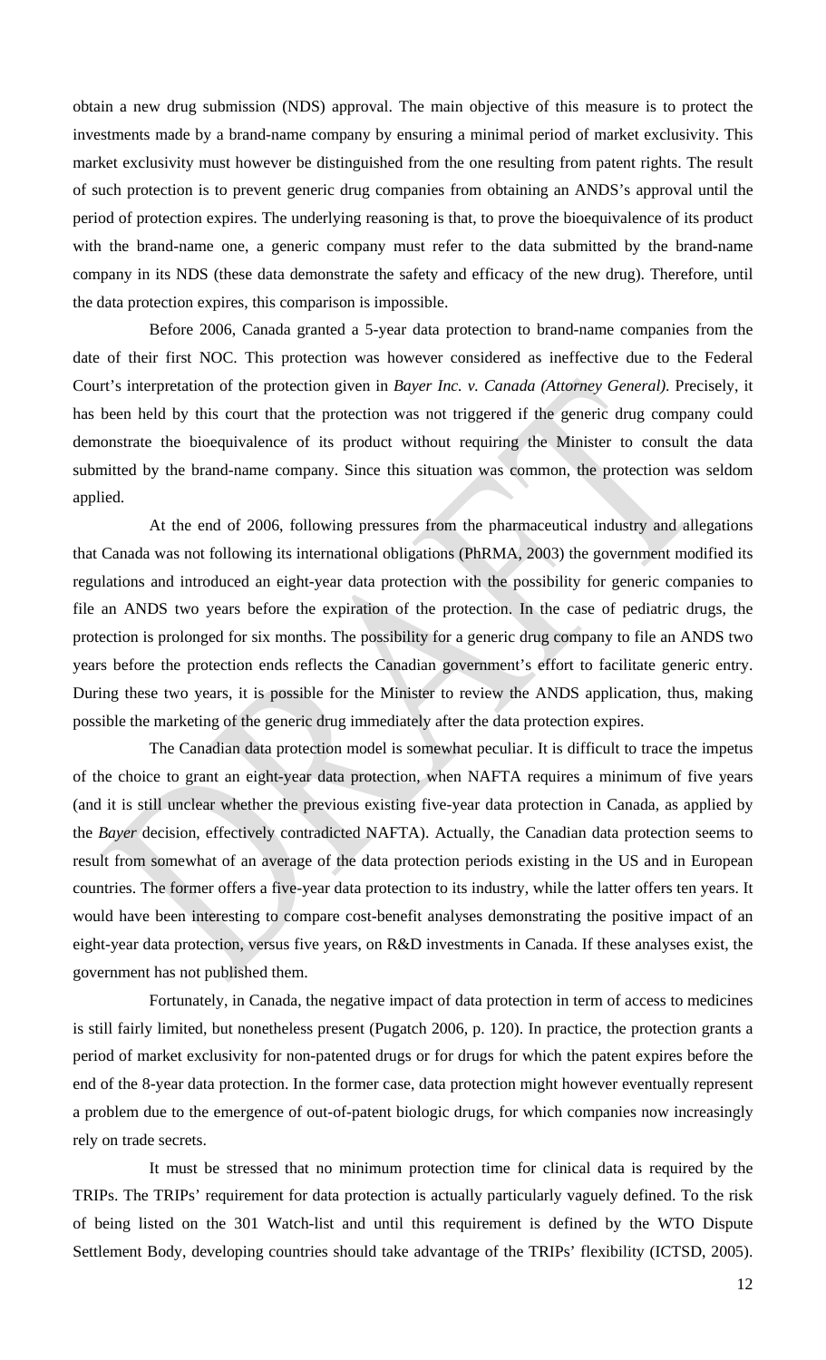obtain a new drug submission (NDS) approval. The main objective of this measure is to protect the investments made by a brand-name company by ensuring a minimal period of market exclusivity. This market exclusivity must however be distinguished from the one resulting from patent rights. The result of such protection is to prevent generic drug companies from obtaining an ANDS's approval until the period of protection expires. The underlying reasoning is that, to prove the bioequivalence of its product with the brand-name one, a generic company must refer to the data submitted by the brand-name company in its NDS (these data demonstrate the safety and efficacy of the new drug). Therefore, until the data protection expires, this comparison is impossible.

Before 2006, Canada granted a 5-year data protection to brand-name companies from the date of their first NOC. This protection was however considered as ineffective due to the Federal Court's interpretation of the protection given in *Bayer Inc. v. Canada (Attorney General)*. Precisely, it has been held by this court that the protection was not triggered if the generic drug company could demonstrate the bioequivalence of its product without requiring the Minister to consult the data submitted by the brand-name company. Since this situation was common, the protection was seldom applied.

At the end of 2006, following pressures from the pharmaceutical industry and allegations that Canada was not following its international obligations (PhRMA, 2003) the government modified its regulations and introduced an eight-year data protection with the possibility for generic companies to file an ANDS two years before the expiration of the protection. In the case of pediatric drugs, the protection is prolonged for six months. The possibility for a generic drug company to file an ANDS two years before the protection ends reflects the Canadian government's effort to facilitate generic entry. During these two years, it is possible for the Minister to review the ANDS application, thus, making possible the marketing of the generic drug immediately after the data protection expires.

The Canadian data protection model is somewhat peculiar. It is difficult to trace the impetus of the choice to grant an eight-year data protection, when NAFTA requires a minimum of five years (and it is still unclear whether the previous existing five-year data protection in Canada, as applied by the *Bayer* decision, effectively contradicted NAFTA). Actually, the Canadian data protection seems to result from somewhat of an average of the data protection periods existing in the US and in European countries. The former offers a five-year data protection to its industry, while the latter offers ten years. It would have been interesting to compare cost-benefit analyses demonstrating the positive impact of an eight-year data protection, versus five years, on R&D investments in Canada. If these analyses exist, the government has not published them.

Fortunately, in Canada, the negative impact of data protection in term of access to medicines is still fairly limited, but nonetheless present (Pugatch 2006, p. 120). In practice, the protection grants a period of market exclusivity for non-patented drugs or for drugs for which the patent expires before the end of the 8-year data protection. In the former case, data protection might however eventually represent a problem due to the emergence of out-of-patent biologic drugs, for which companies now increasingly rely on trade secrets.

It must be stressed that no minimum protection time for clinical data is required by the TRIPs. The TRIPs' requirement for data protection is actually particularly vaguely defined. To the risk of being listed on the 301 Watch-list and until this requirement is defined by the WTO Dispute Settlement Body, developing countries should take advantage of the TRIPs' flexibility (ICTSD, 2005).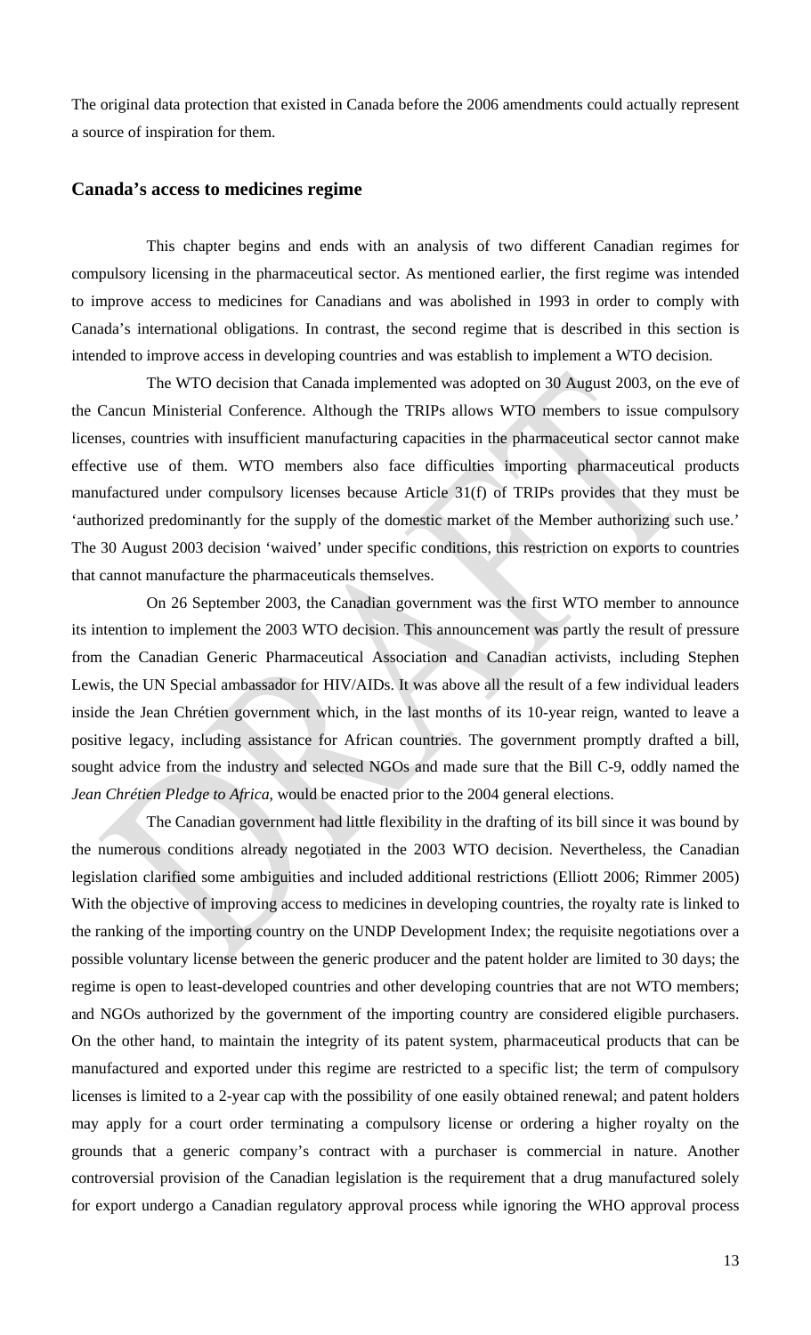The original data protection that existed in Canada before the 2006 amendments could actually represent a source of inspiration for them.

## Canada's access to medicines regime

This chapter begins and ends with an analysis of two different Canadian regimes for compulsory licensing in the pharmaceutical sector. As mentioned earlier, the first regime was intended to improve access to medicines for Canadians and was abolished in 1993 in order to comply with Canada's international obligations. In contrast, the second regime that is described in this section is intended to improve access in developing countries and was establish to implement a WTO decision.

The WTO decision that Canada implemented was adopted on 30 August 2003, on the eve of the Cancun Ministerial Conference. Although the TRIPs allows WTO members to issue compulsory licenses, countries with insufficient manufacturing capacities in the pharmaceutical sector cannot make effective use of them. WTO members also face difficulties importing pharmaceutical products manufactured under compulsory licenses because Article 31(f) of TRIPs provides that they must be 'authorized predominantly for the supply of the domestic market of the Member authorizing such use.' The 30 August 2003 decision 'waived' under specific conditions, this restriction on exports to countries that cannot manufacture the pharmaceuticals themselves.

On 26 September 2003, the Canadian government was the first WTO member to announce its intention to implement the 2003 WTO decision. This announcement was partly the result of pressure from the Canadian Generic Pharmaceutical Association and Canadian activists, including Stephen Lewis, the UN Special ambassador for HIV/AIDs. It was above all the result of a few individual leaders inside the Jean Chrétien government which, in the last months of its 10-year reign, wanted to leave a positive legacy, including assistance for African countries. The government promptly drafted a bill, sought advice from the industry and selected NGOs and made sure that the Bill C-9, oddly named the *Jean Chrétien Pledge to Africa*, would be enacted prior to the 2004 general elections.

The Canadian government had little flexibility in the drafting of its bill since it was bound by the numerous conditions already negotiated in the 2003 WTO decision. Nevertheless, the Canadian legislation clarified some ambiguities and included additional restrictions (Elliott 2006; Rimmer 2005) With the objective of improving access to medicines in developing countries, the royalty rate is linked to the ranking of the importing country on the UNDP Development Index; the requisite negotiations over a possible voluntary license between the generic producer and the patent holder are limited to 30 days; the regime is open to least-developed countries and other developing countries that are not WTO members; and NGOs authorized by the government of the importing country are considered eligible purchasers. On the other hand, to maintain the integrity of its patent system, pharmaceutical products that can be manufactured and exported under this regime are restricted to a specific list; the term of compulsory licenses is limited to a 2-year cap with the possibility of one easily obtained renewal; and patent holders may apply for a court order terminating a compulsory license or ordering a higher royalty on the grounds that a generic company's contract with a purchaser is commercial in nature. Another controversial provision of the Canadian legislation is the requirement that a drug manufactured solely for export undergo a Canadian regulatory approval process while ignoring the WHO approval process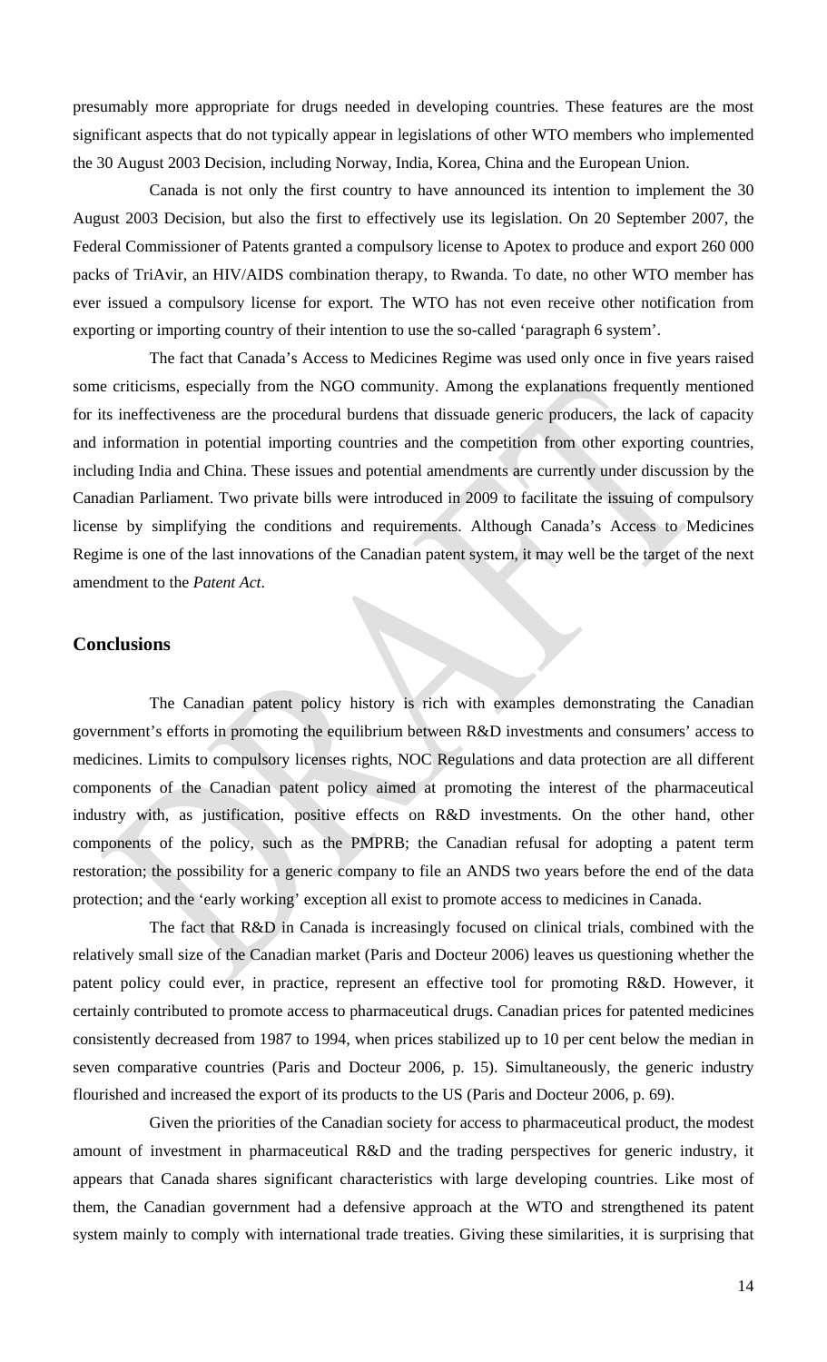presumably more appropriate for drugs needed in developing countries. These features are the most significant aspects that do not typically appear in legislations of other WTO members who implemented the 30 August 2003 Decision, including Norway, India, Korea, China and the European Union.

Canada is not only the first country to have announced its intention to implement the 30 August 2003 Decision, but also the first to effectively use its legislation. On 20 September 2007, the Federal Commissioner of Patents granted a compulsory license to Apotex to produce and export 260 000 packs of TriAvir, an HIV/AIDS combination therapy, to Rwanda. To date, no other WTO member has ever issued a compulsory license for export. The WTO has not even receive other notification from exporting or importing country of their intention to use the so-called 'paragraph 6 system'.

The fact that Canada's Access to Medicines Regime was used only once in five years raised some criticisms, especially from the NGO community. Among the explanations frequently mentioned for its ineffectiveness are the procedural burdens that dissuade generic producers, the lack of capacity and information in potential importing countries and the competition from other exporting countries, including India and China. These issues and potential amendments are currently under discussion by the Canadian Parliament. Two private bills were introduced in 2009 to facilitate the issuing of compulsory license by simplifying the conditions and requirements. Although Canada's Access to Medicines Regime is one of the last innovations of the Canadian patent system, it may well be the target of the next amendment to the *Patent Act*.

## Conclusions

The Canadian patent policy history is rich with examples demonstrating the Canadian government's efforts in promoting the equilibrium between R&D investments and consumers' access to medicines. Limits to compulsory licenses rights, NOC Regulations and data protection are all different components of the Canadian patent policy aimed at promoting the interest of the pharmaceutical industry with, as justification, positive effects on R&D investments. On the other hand, other components of the policy, such as the PMPRB; the Canadian refusal for adopting a patent term restoration; the possibility for a generic company to file an ANDS two years before the end of the data protection; and the 'early working' exception all exist to promote access to medicines in Canada.

The fact that R&D in Canada is increasingly focused on clinical trials, combined with the relatively small size of the Canadian market (Paris and Docteur 2006) leaves us questioning whether the patent policy could ever, in practice, represent an effective tool for promoting R&D. However, it certainly contributed to promote access to pharmaceutical drugs. Canadian prices for patented medicines consistently decreased from 1987 to 1994, when prices stabilized up to 10 per cent below the median in seven comparative countries (Paris and Docteur 2006, p. 15). Simultaneously, the generic industry flourished and increased the export of its products to the US (Paris and Docteur 2006, p. 69).

Given the priorities of the Canadian society for access to pharmaceutical product, the modest amount of investment in pharmaceutical R&D and the trading perspectives for generic industry, it appears that Canada shares significant characteristics with large developing countries. Like most of them, the Canadian government had a defensive approach at the WTO and strengthened its patent system mainly to comply with international trade treaties. Giving these similarities, it is surprising that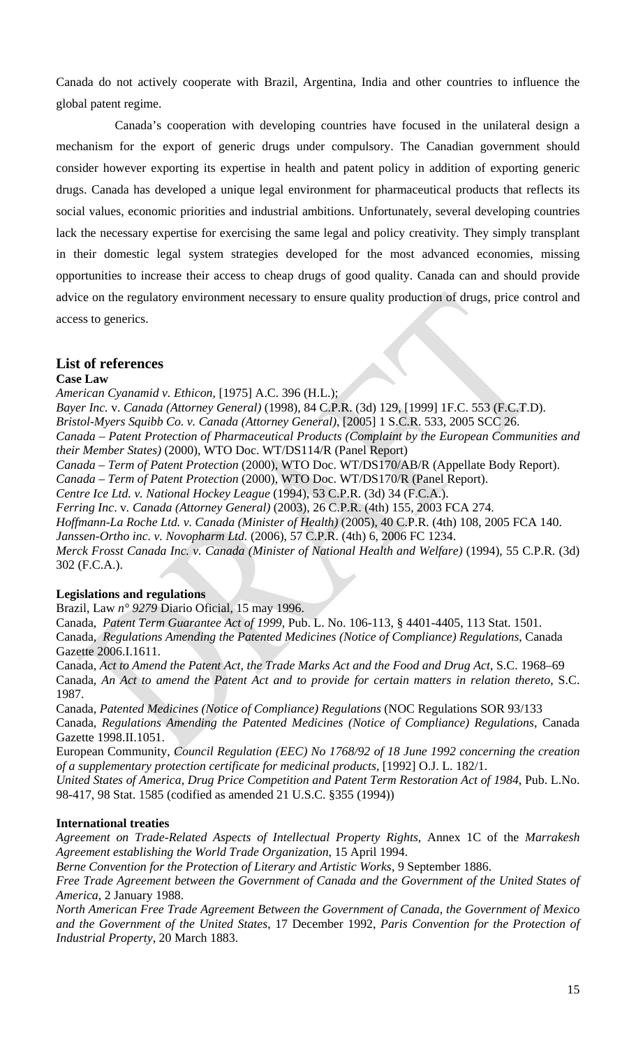Canada do not actively cooperate with Brazil, Argentina, India and other countries to influence the global patent regime.

Canada's cooperation with developing countries have focused in the unilateral design a mechanism for the export of generic drugs under compulsory. The Canadian government should consider however exporting its expertise in health and patent policy in addition of exporting generic drugs. Canada has developed a unique legal environment for pharmaceutical products that reflects its social values, economic priorities and industrial ambitions. Unfortunately, several developing countries lack the necessary expertise for exercising the same legal and policy creativity. They simply transplant in their domestic legal system strategies developed for the most advanced economies, missing opportunities to increase their access to cheap drugs of good quality. Canada can and should provide advice on the regulatory environment necessary to ensure quality production of drugs, price control and access to generics.

## List of references

**Case Law**

*American Cyanamid v. Ethicon*, [1975] A.C. 396 (H.L.);
*Bayer Inc.* v. *Canada (Attorney General)* (1998), 84 C.P.R. (3d) 129, [1999] 1F.C. 553 (F.C.T.D).
*Bristol-Myers Squibb Co. v. Canada (Attorney General)*, [2005] 1 S.C.R. 533, 2005 SCC 26.
*Canada – Patent Protection of Pharmaceutical Products (Complaint by the European Communities and their Member States)* (2000), WTO Doc. WT/DS114/R (Panel Report)
*Canada – Term of Patent Protection* (2000), WTO Doc. WT/DS170/AB/R (Appellate Body Report).
*Canada – Term of Patent Protection* (2000), WTO Doc. WT/DS170/R (Panel Report).
*Centre Ice Ltd. v. National Hockey League* (1994), 53 C.P.R. (3d) 34 (F.C.A.).
*Ferring Inc*. v. *Canada (Attorney General)* (2003), 26 C.P.R. (4th) 155, 2003 FCA 274.
*Hoffmann-La Roche Ltd. v. Canada (Minister of Health)* (2005), 40 C.P.R. (4th) 108, 2005 FCA 140.
*Janssen-Ortho inc. v. Novopharm Ltd.* (2006), 57 C.P.R. (4th) 6, 2006 FC 1234.
*Merck Frosst Canada Inc. v. Canada (Minister of National Health and Welfare)* (1994), 55 C.P.R. (3d) 302 (F.C.A.).

**Legislations and regulations**

Brazil, Law *n° 9279* Diario Oficial, 15 may 1996.
Canada, *Patent Term Guarantee Act of 1999*, Pub. L. No. 106-113, § 4401-4405, 113 Stat. 1501.
Canada, *Regulations Amending the Patented Medicines (Notice of Compliance) Regulations*, Canada Gazette 2006.I.1611.
Canada, *Act to Amend the Patent Act, the Trade Marks Act and the Food and Drug Act*, S.C. 1968–69
Canada, *An Act to amend the Patent Act and to provide for certain matters in relation thereto*, S.C. 1987.
Canada, *Patented Medicines (Notice of Compliance) Regulations* (NOC Regulations SOR 93/133
Canada, *Regulations Amending the Patented Medicines (Notice of Compliance) Regulations*, Canada Gazette 1998.II.1051.
European Community, *Council Regulation (EEC) No 1768/92 of 18 June 1992 concerning the creation of a supplementary protection certificate for medicinal products*, [1992] O.J. L. 182/1.
*United States of America, Drug Price Competition and Patent Term Restoration Act of 1984*, Pub. L.No. 98-417, 98 Stat. 1585 (codified as amended 21 U.S.C. §355 (1994))

**International treaties**

*Agreement on Trade-Related Aspects of Intellectual Property Rights*, Annex 1C of the *Marrakesh Agreement establishing the World Trade Organization*, 15 April 1994.
*Berne Convention for the Protection of Literary and Artistic Works*, 9 September 1886.
*Free Trade Agreement between the Government of Canada and the Government of the United States of America*, 2 January 1988.
*North American Free Trade Agreement Between the Government of Canada, the Government of Mexico and the Government of the United States*, 17 December 1992, *Paris Convention for the Protection of Industrial Property*, 20 March 1883.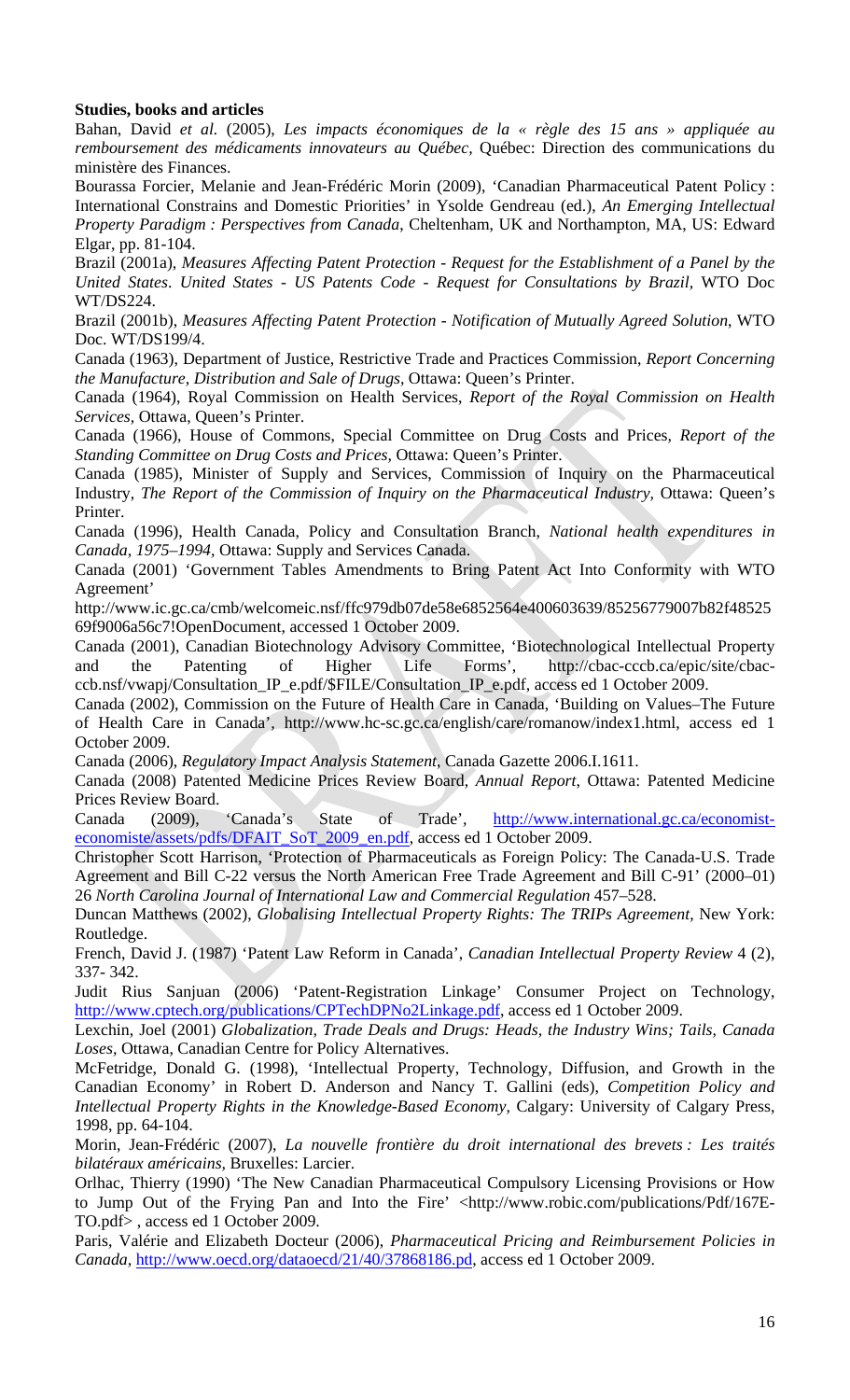**Studies, books and articles**

Bahan, David *et al.* (2005), *Les impacts économiques de la « règle des 15 ans » appliquée au remboursement des médicaments innovateurs au Québec*, Québec: Direction des communications du ministère des Finances.

Bourassa Forcier, Melanie and Jean-Frédéric Morin (2009), 'Canadian Pharmaceutical Patent Policy : International Constrains and Domestic Priorities' in Ysolde Gendreau (ed.), *An Emerging Intellectual Property Paradigm : Perspectives from Canada*, Cheltenham, UK and Northampton, MA, US: Edward Elgar, pp. 81-104.

Brazil (2001a), *Measures Affecting Patent Protection - Request for the Establishment of a Panel by the United States*. *United States - US Patents Code - Request for Consultations by Brazil*, WTO Doc WT/DS224.

Brazil (2001b), *Measures Affecting Patent Protection - Notification of Mutually Agreed Solution*, WTO Doc. WT/DS199/4.

Canada (1963), Department of Justice, Restrictive Trade and Practices Commission, *Report Concerning the Manufacture, Distribution and Sale of Drugs*, Ottawa: Queen's Printer.

Canada (1964), Royal Commission on Health Services, *Report of the Royal Commission on Health Services*, Ottawa, Queen's Printer.

Canada (1966), House of Commons, Special Committee on Drug Costs and Prices, *Report of the Standing Committee on Drug Costs and Prices*, Ottawa: Queen's Printer.

Canada (1985), Minister of Supply and Services, Commission of Inquiry on the Pharmaceutical Industry, *The Report of the Commission of Inquiry on the Pharmaceutical Industry*, Ottawa: Queen's Printer.

Canada (1996), Health Canada, Policy and Consultation Branch, *National health expenditures in Canada, 1975–1994*, Ottawa: Supply and Services Canada.

Canada (2001) 'Government Tables Amendments to Bring Patent Act Into Conformity with WTO Agreement' http://www.ic.gc.ca/cmb/welcomeic.nsf/ffc979db07de58e6852564e400603639/85256779007b82f48525 69f9006a56c7!OpenDocument, accessed 1 October 2009.

Canada (2001), Canadian Biotechnology Advisory Committee, 'Biotechnological Intellectual Property and the Patenting of Higher Life Forms', http://cbac-cccb.ca/epic/site/cbac-ccb.nsf/vwapj/Consultation_IP_e.pdf/$FILE/Consultation_IP_e.pdf, access ed 1 October 2009.

Canada (2002), Commission on the Future of Health Care in Canada, 'Building on Values–The Future of Health Care in Canada', http://www.hc-sc.gc.ca/english/care/romanow/index1.html, access ed 1 October 2009.

Canada (2006), *Regulatory Impact Analysis Statement*, Canada Gazette 2006.I.1611.

Canada (2008) Patented Medicine Prices Review Board, *Annual Report*, Ottawa: Patented Medicine Prices Review Board.

Canada (2009), 'Canada's State of Trade', http://www.international.gc.ca/economist-economiste/assets/pdfs/DFAIT_SoT_2009_en.pdf, access ed 1 October 2009.

Christopher Scott Harrison, 'Protection of Pharmaceuticals as Foreign Policy: The Canada-U.S. Trade Agreement and Bill C-22 versus the North American Free Trade Agreement and Bill C-91' (2000–01) 26 *North Carolina Journal of International Law and Commercial Regulation* 457–528.

Duncan Matthews (2002), *Globalising Intellectual Property Rights: The TRIPs Agreement*, New York: Routledge.

French, David J. (1987) 'Patent Law Reform in Canada', *Canadian Intellectual Property Review* 4 (2), 337- 342.

Judit Rius Sanjuan (2006) 'Patent-Registration Linkage' Consumer Project on Technology, http://www.cptech.org/publications/CPTechDPNo2Linkage.pdf, access ed 1 October 2009.

Lexchin, Joel (2001) *Globalization, Trade Deals and Drugs: Heads, the Industry Wins; Tails, Canada Loses*, Ottawa, Canadian Centre for Policy Alternatives.

McFetridge, Donald G. (1998), 'Intellectual Property, Technology, Diffusion, and Growth in the Canadian Economy' in Robert D. Anderson and Nancy T. Gallini (eds), *Competition Policy and Intellectual Property Rights in the Knowledge-Based Economy*, Calgary: University of Calgary Press, 1998, pp. 64-104.

Morin, Jean-Frédéric (2007), *La nouvelle frontière du droit international des brevets : Les traités bilatéraux américains*, Bruxelles: Larcier.

Orlhac, Thierry (1990) 'The New Canadian Pharmaceutical Compulsory Licensing Provisions or How to Jump Out of the Frying Pan and Into the Fire' <http://www.robic.com/publications/Pdf/167E-TO.pdf> , access ed 1 October 2009.

Paris, Valérie and Elizabeth Docteur (2006), *Pharmaceutical Pricing and Reimbursement Policies in Canada*, http://www.oecd.org/dataoecd/21/40/37868186.pd, access ed 1 October 2009.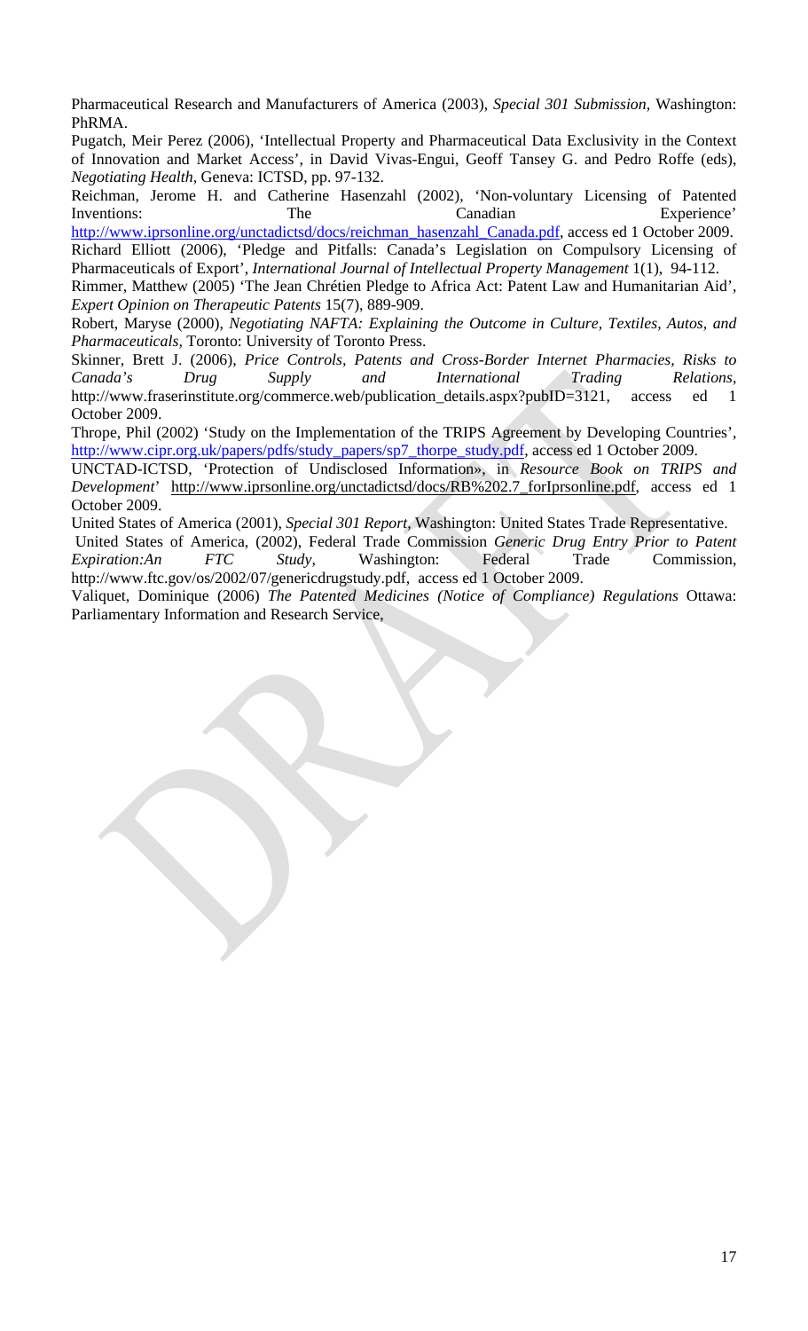Pharmaceutical Research and Manufacturers of America (2003), *Special 301 Submission,* Washington: PhRMA.

Pugatch, Meir Perez (2006), 'Intellectual Property and Pharmaceutical Data Exclusivity in the Context of Innovation and Market Access', in David Vivas-Engui, Geoff Tansey G. and Pedro Roffe (eds), *Negotiating Health*, Geneva: ICTSD, pp. 97-132.

Reichman, Jerome H. and Catherine Hasenzahl (2002), 'Non-voluntary Licensing of Patented Inventions: The Canadian Experience' http://www.iprsonline.org/unctadictsd/docs/reichman_hasenzahl_Canada.pdf, access ed 1 October 2009.

Richard Elliott (2006), 'Pledge and Pitfalls: Canada's Legislation on Compulsory Licensing of Pharmaceuticals of Export', *International Journal of Intellectual Property Management* 1(1), 94-112.

Rimmer, Matthew (2005) 'The Jean Chrétien Pledge to Africa Act: Patent Law and Humanitarian Aid', *Expert Opinion on Therapeutic Patents* 15(7), 889-909.

Robert, Maryse (2000), *Negotiating NAFTA: Explaining the Outcome in Culture, Textiles, Autos, and Pharmaceuticals,* Toronto: University of Toronto Press.

Skinner, Brett J. (2006), *Price Controls, Patents and Cross-Border Internet Pharmacies, Risks to Canada's Drug Supply and International Trading Relations,* http://www.fraserinstitute.org/commerce.web/publication_details.aspx?pubID=3121, access ed 1 October 2009.

Thrope, Phil (2002) 'Study on the Implementation of the TRIPS Agreement by Developing Countries', http://www.cipr.org.uk/papers/pdfs/study_papers/sp7_thorpe_study.pdf, access ed 1 October 2009.

UNCTAD-ICTSD, 'Protection of Undisclosed Information», in *Resource Book on TRIPS and Development*' http://www.iprsonline.org/unctadictsd/docs/RB%202.7_forIprsonline.pdf, access ed 1 October 2009.

United States of America (2001), *Special 301 Report,* Washington: United States Trade Representative.

United States of America, (2002), Federal Trade Commission *Generic Drug Entry Prior to Patent Expiration:An FTC Study,* Washington: Federal Trade Commission, http://www.ftc.gov/os/2002/07/genericdrugstudy.pdf, access ed 1 October 2009.

Valiquet, Dominique (2006) *The Patented Medicines (Notice of Compliance) Regulations* Ottawa: Parliamentary Information and Research Service,